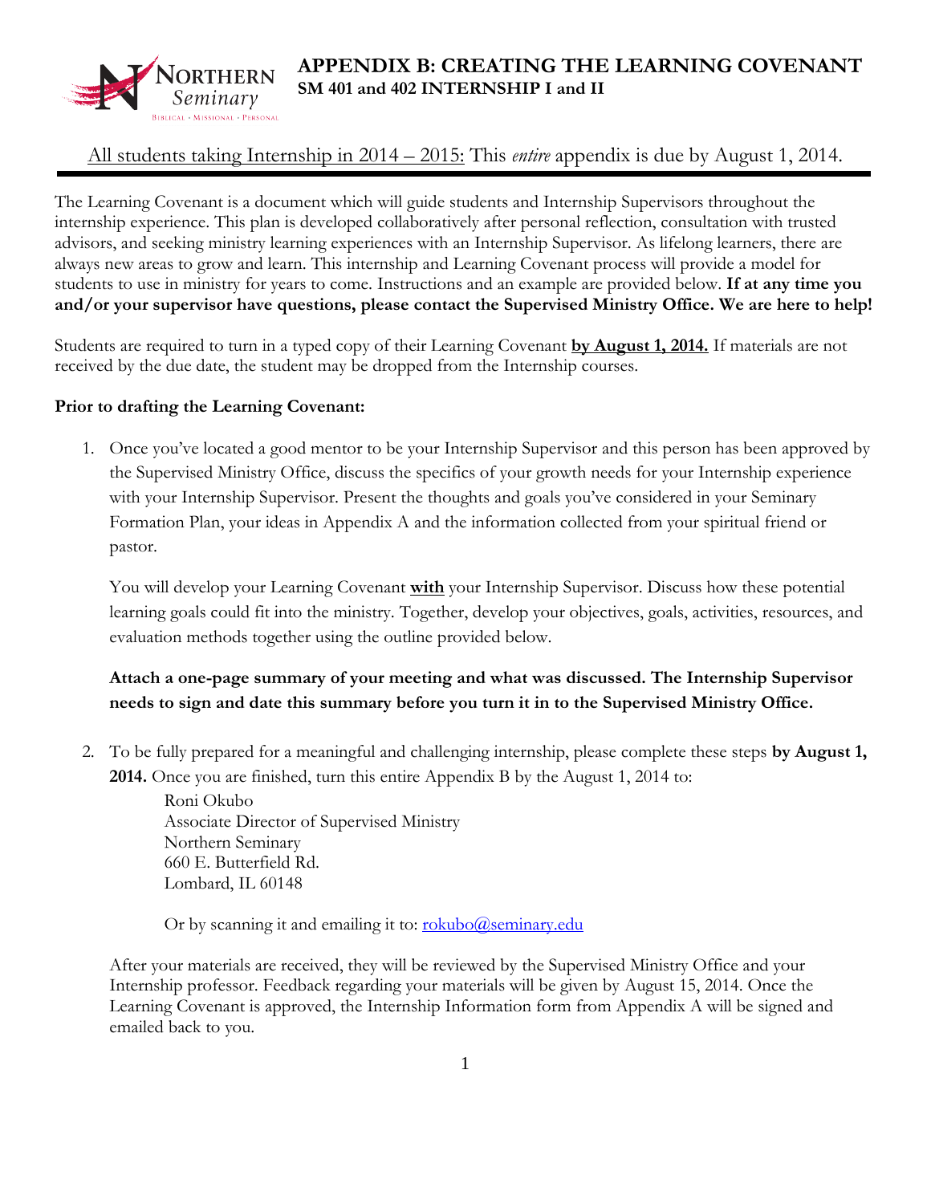# APPENDIX B: CREATING THE LEARNING COVENANT

**SM 401 and 402 INTERNSHIP I and II**

All students taking Internship in 2014 – 2015: This *entire* appendix is due by August 1, 2014.

---

The Learning Covenant is a document which will guide students and Internship Supervisors throughout the internship experience. This plan is developed collaboratively after personal reflection, consultation with trusted advisors, and seeking ministry learning experiences with an Internship Supervisor. As lifelong learners, there are always new areas to grow and learn. This internship and Learning Covenant process will provide a model for students to use in ministry for years to come. Instructions and an example are provided below. **If at any time you and/or your supervisor have questions, please contact the Supervised Ministry Office. We are here to help!**

Students are required to turn in a typed copy of their Learning Covenant **by August 1, 2014.** If materials are not received by the due date, the student may be dropped from the Internship courses.

**Prior to drafting the Learning Covenant:**

1. Once you've located a good mentor to be your Internship Supervisor and this person has been approved by the Supervised Ministry Office, discuss the specifics of your growth needs for your Internship experience with your Internship Supervisor. Present the thoughts and goals you've considered in your Seminary Formation Plan, your ideas in Appendix A and the information collected from your spiritual friend or pastor.

   You will develop your Learning Covenant **with** your Internship Supervisor. Discuss how these potential learning goals could fit into the ministry. Together, develop your objectives, goals, activities, resources, and evaluation methods together using the outline provided below.

   **Attach a one-page summary of your meeting and what was discussed. The Internship Supervisor needs to sign and date this summary before you turn it in to the Supervised Ministry Office.**

2. To be fully prepared for a meaningful and challenging internship, please complete these steps **by August 1, 2014.** Once you are finished, turn this entire Appendix B by the August 1, 2014 to:

   Roni Okubo
   Associate Director of Supervised Ministry
   Northern Seminary
   660 E. Butterfield Rd.
   Lombard, IL 60148

   Or by scanning it and emailing it to: rokubo@seminary.edu

   After your materials are received, they will be reviewed by the Supervised Ministry Office and your Internship professor. Feedback regarding your materials will be given by August 15, 2014. Once the Learning Covenant is approved, the Internship Information form from Appendix A will be signed and emailed back to you.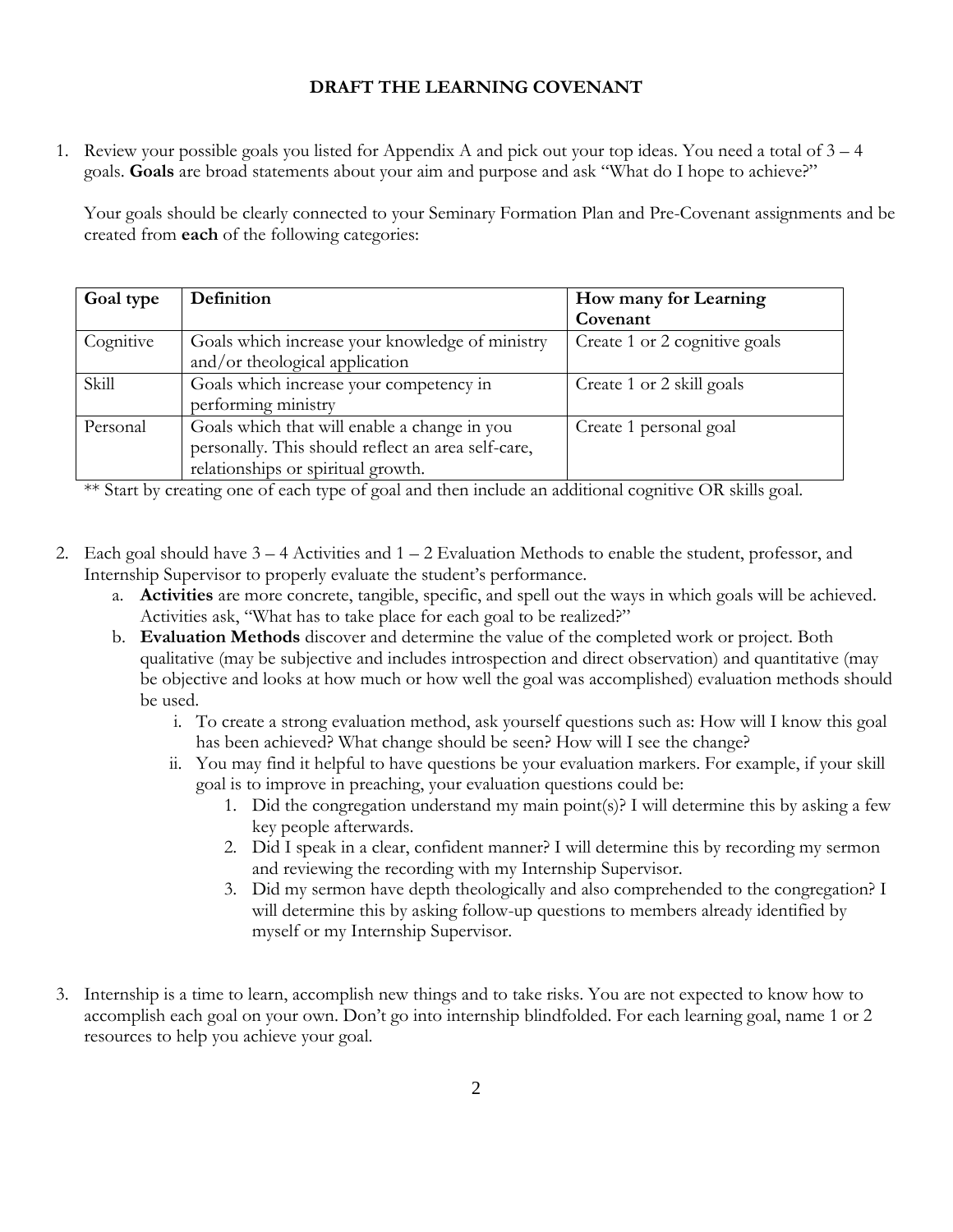# DRAFT THE LEARNING COVENANT

1. Review your possible goals you listed for Appendix A and pick out your top ideas. You need a total of 3 – 4 goals. **Goals** are broad statements about your aim and purpose and ask "What do I hope to achieve?"

   Your goals should be clearly connected to your Seminary Formation Plan and Pre-Covenant assignments and be created from **each** of the following categories:

| Goal type | Definition | How many for Learning Covenant |
| --- | --- | --- |
| Cognitive | Goals which increase your knowledge of ministry and/or theological application | Create 1 or 2 cognitive goals |
| Skill | Goals which increase your competency in performing ministry | Create 1 or 2 skill goals |
| Personal | Goals which that will enable a change in you personally. This should reflect an area self-care, relationships or spiritual growth. | Create 1 personal goal |

   ** Start by creating one of each type of goal and then include an additional cognitive OR skills goal.

2. Each goal should have 3 – 4 Activities and 1 – 2 Evaluation Methods to enable the student, professor, and Internship Supervisor to properly evaluate the student's performance.
   a. **Activities** are more concrete, tangible, specific, and spell out the ways in which goals will be achieved. Activities ask, "What has to take place for each goal to be realized?"
   b. **Evaluation Methods** discover and determine the value of the completed work or project. Both qualitative (may be subjective and includes introspection and direct observation) and quantitative (may be objective and looks at how much or how well the goal was accomplished) evaluation methods should be used.
      i. To create a strong evaluation method, ask yourself questions such as: How will I know this goal has been achieved? What change should be seen? How will I see the change?
      ii. You may find it helpful to have questions be your evaluation markers. For example, if your skill goal is to improve in preaching, your evaluation questions could be:
         1. Did the congregation understand my main point(s)? I will determine this by asking a few key people afterwards.
         2. Did I speak in a clear, confident manner? I will determine this by recording my sermon and reviewing the recording with my Internship Supervisor.
         3. Did my sermon have depth theologically and also comprehended to the congregation? I will determine this by asking follow-up questions to members already identified by myself or my Internship Supervisor.

3. Internship is a time to learn, accomplish new things and to take risks. You are not expected to know how to accomplish each goal on your own. Don't go into internship blindfolded. For each learning goal, name 1 or 2 resources to help you achieve your goal.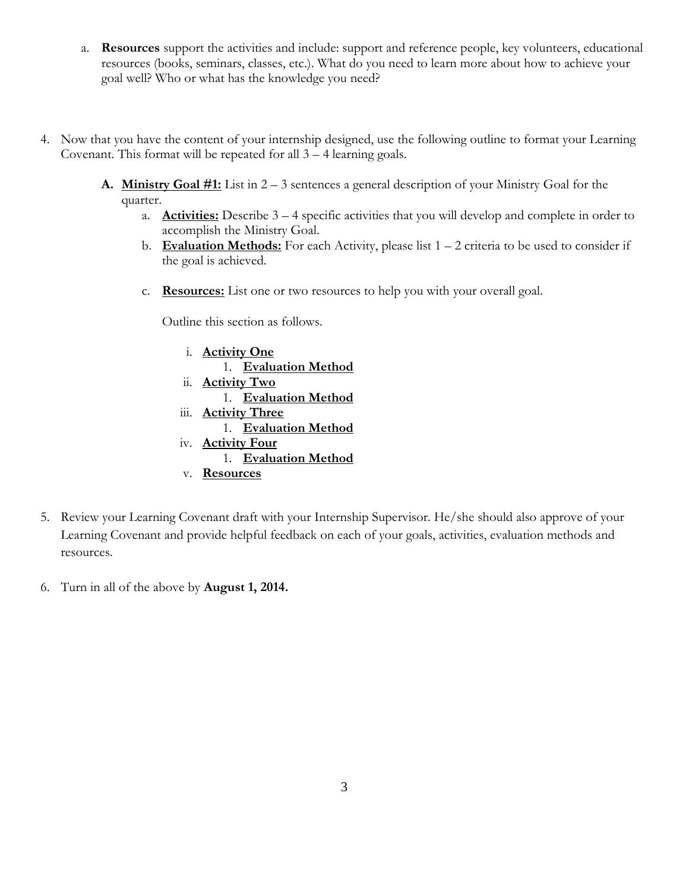a. **Resources** support the activities and include: support and reference people, key volunteers, educational resources (books, seminars, classes, etc.). What do you need to learn more about how to achieve your goal well? Who or what has the knowledge you need?

4. Now that you have the content of your internship designed, use the following outline to format your Learning Covenant. This format will be repeated for all 3 – 4 learning goals.

   **A. <u>Ministry Goal #1:</u>** List in 2 – 3 sentences a general description of your Ministry Goal for the quarter.

      a. **<u>Activities:</u>** Describe 3 – 4 specific activities that you will develop and complete in order to accomplish the Ministry Goal.

      b. **<u>Evaluation Methods:</u>** For each Activity, please list 1 – 2 criteria to be used to consider if the goal is achieved.

      c. **<u>Resources:</u>** List one or two resources to help you with your overall goal.

      Outline this section as follows.

      i. **<u>Activity One</u>**
         1. **<u>Evaluation Method</u>**

      ii. **<u>Activity Two</u>**
         1. **<u>Evaluation Method</u>**

      iii. **<u>Activity Three</u>**
         1. **<u>Evaluation Method</u>**

      iv. **<u>Activity Four</u>**
         1. **<u>Evaluation Method</u>**

      v. **<u>Resources</u>**

5. Review your Learning Covenant draft with your Internship Supervisor. He/she should also approve of your Learning Covenant and provide helpful feedback on each of your goals, activities, evaluation methods and resources.

6. Turn in all of the above by **August 1, 2014.**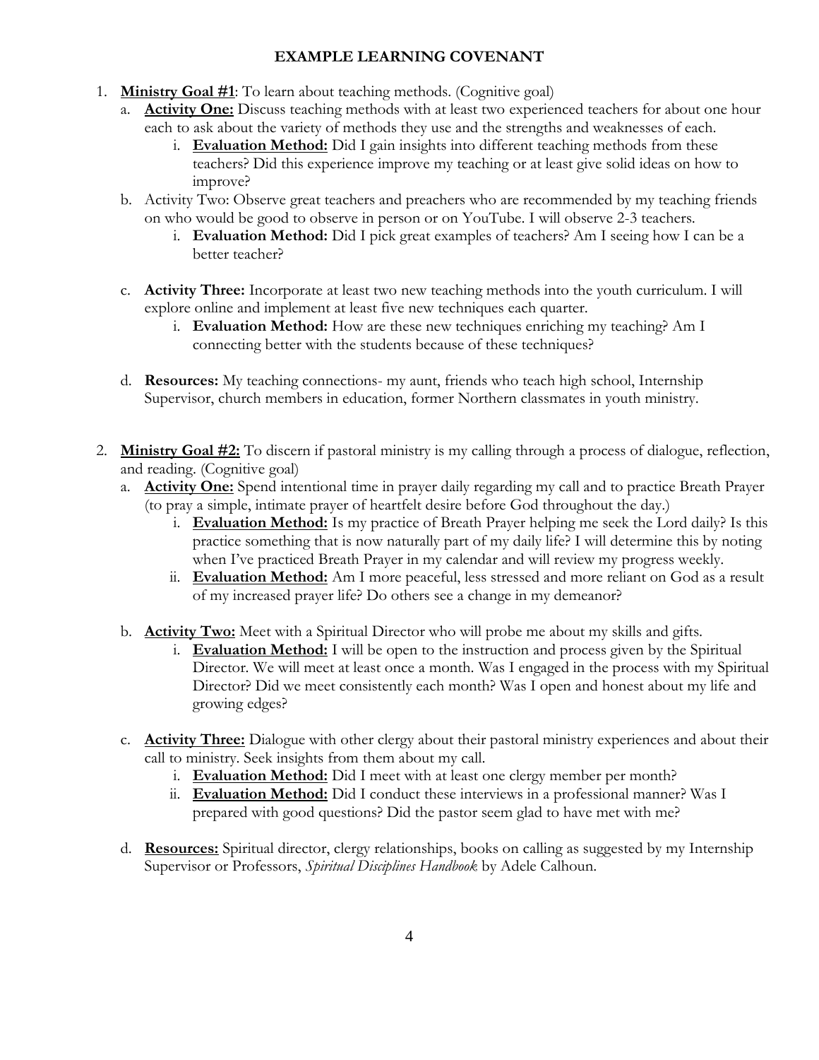**EXAMPLE LEARNING COVENANT**

1. **Ministry Goal #1**: To learn about teaching methods. (Cognitive goal)
   a. **Activity One:** Discuss teaching methods with at least two experienced teachers for about one hour each to ask about the variety of methods they use and the strengths and weaknesses of each.
      i. **Evaluation Method:** Did I gain insights into different teaching methods from these teachers? Did this experience improve my teaching or at least give solid ideas on how to improve?
   b. Activity Two: Observe great teachers and preachers who are recommended by my teaching friends on who would be good to observe in person or on YouTube. I will observe 2-3 teachers.
      i. **Evaluation Method:** Did I pick great examples of teachers? Am I seeing how I can be a better teacher?
   c. **Activity Three:** Incorporate at least two new teaching methods into the youth curriculum. I will explore online and implement at least five new techniques each quarter.
      i. **Evaluation Method:** How are these new techniques enriching my teaching? Am I connecting better with the students because of these techniques?
   d. **Resources:** My teaching connections- my aunt, friends who teach high school, Internship Supervisor, church members in education, former Northern classmates in youth ministry.

2. **Ministry Goal #2:** To discern if pastoral ministry is my calling through a process of dialogue, reflection, and reading. (Cognitive goal)
   a. **Activity One:** Spend intentional time in prayer daily regarding my call and to practice Breath Prayer (to pray a simple, intimate prayer of heartfelt desire before God throughout the day.)
      i. **Evaluation Method:** Is my practice of Breath Prayer helping me seek the Lord daily? Is this practice something that is now naturally part of my daily life? I will determine this by noting when I've practiced Breath Prayer in my calendar and will review my progress weekly.
      ii. **Evaluation Method:** Am I more peaceful, less stressed and more reliant on God as a result of my increased prayer life? Do others see a change in my demeanor?
   b. **Activity Two:** Meet with a Spiritual Director who will probe me about my skills and gifts.
      i. **Evaluation Method:** I will be open to the instruction and process given by the Spiritual Director. We will meet at least once a month. Was I engaged in the process with my Spiritual Director? Did we meet consistently each month? Was I open and honest about my life and growing edges?
   c. **Activity Three:** Dialogue with other clergy about their pastoral ministry experiences and about their call to ministry. Seek insights from them about my call.
      i. **Evaluation Method:** Did I meet with at least one clergy member per month?
      ii. **Evaluation Method:** Did I conduct these interviews in a professional manner? Was I prepared with good questions? Did the pastor seem glad to have met with me?
   d. **Resources:** Spiritual director, clergy relationships, books on calling as suggested by my Internship Supervisor or Professors, *Spiritual Disciplines Handbook* by Adele Calhoun.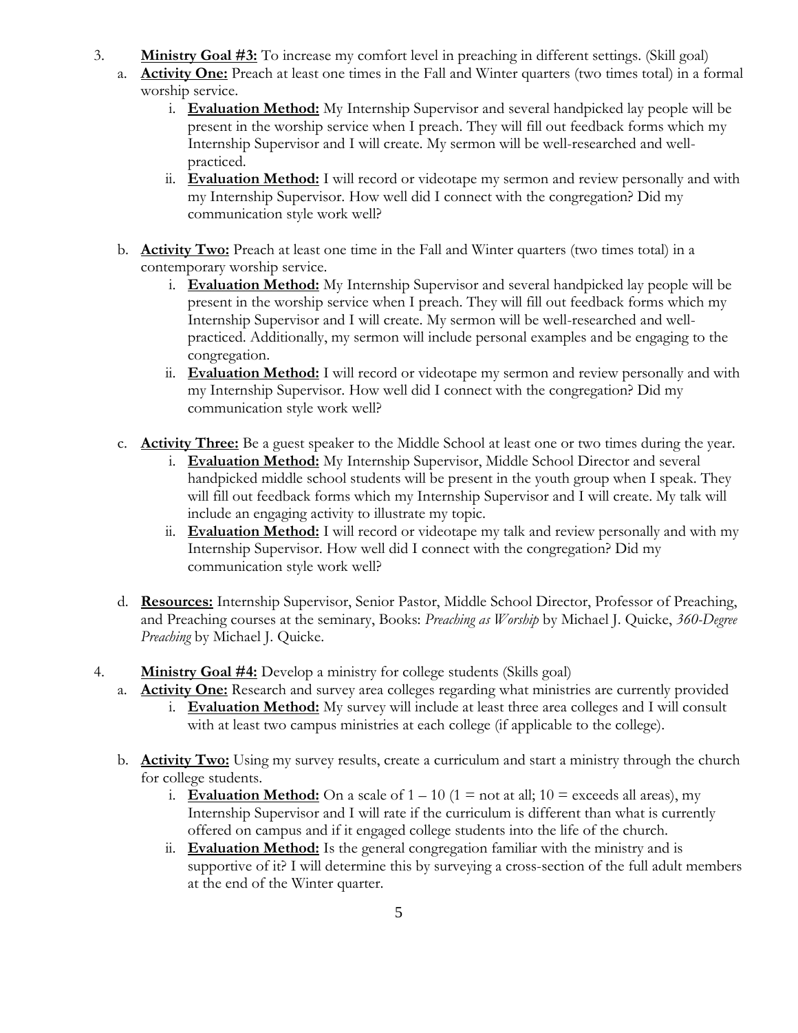3. **Ministry Goal #3:** To increase my comfort level in preaching in different settings. (Skill goal)
    a. **Activity One:** Preach at least one times in the Fall and Winter quarters (two times total) in a formal worship service.
        i. **Evaluation Method:** My Internship Supervisor and several handpicked lay people will be present in the worship service when I preach. They will fill out feedback forms which my Internship Supervisor and I will create. My sermon will be well-researched and well-practiced.
        ii. **Evaluation Method:** I will record or videotape my sermon and review personally and with my Internship Supervisor. How well did I connect with the congregation? Did my communication style work well?

    b. **Activity Two:** Preach at least one time in the Fall and Winter quarters (two times total) in a contemporary worship service.
        i. **Evaluation Method:** My Internship Supervisor and several handpicked lay people will be present in the worship service when I preach. They will fill out feedback forms which my Internship Supervisor and I will create. My sermon will be well-researched and well-practiced. Additionally, my sermon will include personal examples and be engaging to the congregation.
        ii. **Evaluation Method:** I will record or videotape my sermon and review personally and with my Internship Supervisor. How well did I connect with the congregation? Did my communication style work well?

    c. **Activity Three:** Be a guest speaker to the Middle School at least one or two times during the year.
        i. **Evaluation Method:** My Internship Supervisor, Middle School Director and several handpicked middle school students will be present in the youth group when I speak. They will fill out feedback forms which my Internship Supervisor and I will create. My talk will include an engaging activity to illustrate my topic.
        ii. **Evaluation Method:** I will record or videotape my talk and review personally and with my Internship Supervisor. How well did I connect with the congregation? Did my communication style work well?

    d. **Resources:** Internship Supervisor, Senior Pastor, Middle School Director, Professor of Preaching, and Preaching courses at the seminary, Books: *Preaching as Worship* by Michael J. Quicke, *360-Degree Preaching* by Michael J. Quicke.

4. **Ministry Goal #4:** Develop a ministry for college students (Skills goal)
    a. **Activity One:** Research and survey area colleges regarding what ministries are currently provided
        i. **Evaluation Method:** My survey will include at least three area colleges and I will consult with at least two campus ministries at each college (if applicable to the college).

    b. **Activity Two:** Using my survey results, create a curriculum and start a ministry through the church for college students.
        i. **Evaluation Method:** On a scale of 1 – 10 (1 = not at all; 10 = exceeds all areas), my Internship Supervisor and I will rate if the curriculum is different than what is currently offered on campus and if it engaged college students into the life of the church.
        ii. **Evaluation Method:** Is the general congregation familiar with the ministry and is supportive of it? I will determine this by surveying a cross-section of the full adult members at the end of the Winter quarter.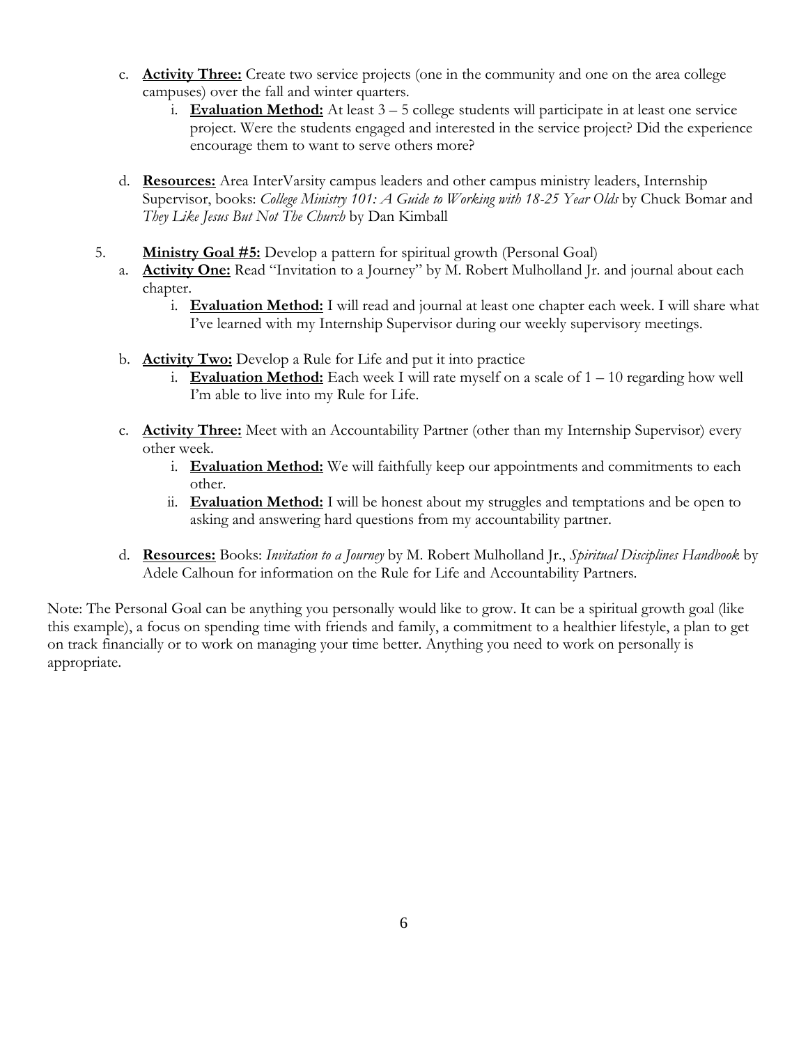c. **Activity Three:** Create two service projects (one in the community and one on the area college campuses) over the fall and winter quarters.

   i. **Evaluation Method:** At least 3 – 5 college students will participate in at least one service project. Were the students engaged and interested in the service project? Did the experience encourage them to want to serve others more?

d. **Resources:** Area InterVarsity campus leaders and other campus ministry leaders, Internship Supervisor, books: *College Ministry 101: A Guide to Working with 18-25 Year Olds* by Chuck Bomar and *They Like Jesus But Not The Church* by Dan Kimball

5. **Ministry Goal #5:** Develop a pattern for spiritual growth (Personal Goal)

   a. **Activity One:** Read "Invitation to a Journey" by M. Robert Mulholland Jr. and journal about each chapter.

      i. **Evaluation Method:** I will read and journal at least one chapter each week. I will share what I've learned with my Internship Supervisor during our weekly supervisory meetings.

   b. **Activity Two:** Develop a Rule for Life and put it into practice

      i. **Evaluation Method:** Each week I will rate myself on a scale of 1 – 10 regarding how well I'm able to live into my Rule for Life.

   c. **Activity Three:** Meet with an Accountability Partner (other than my Internship Supervisor) every other week.

      i. **Evaluation Method:** We will faithfully keep our appointments and commitments to each other.

      ii. **Evaluation Method:** I will be honest about my struggles and temptations and be open to asking and answering hard questions from my accountability partner.

   d. **Resources:** Books: *Invitation to a Journey* by M. Robert Mulholland Jr., *Spiritual Disciplines Handbook* by Adele Calhoun for information on the Rule for Life and Accountability Partners.

Note: The Personal Goal can be anything you personally would like to grow. It can be a spiritual growth goal (like this example), a focus on spending time with friends and family, a commitment to a healthier lifestyle, a plan to get on track financially or to work on managing your time better. Anything you need to work on personally is appropriate.